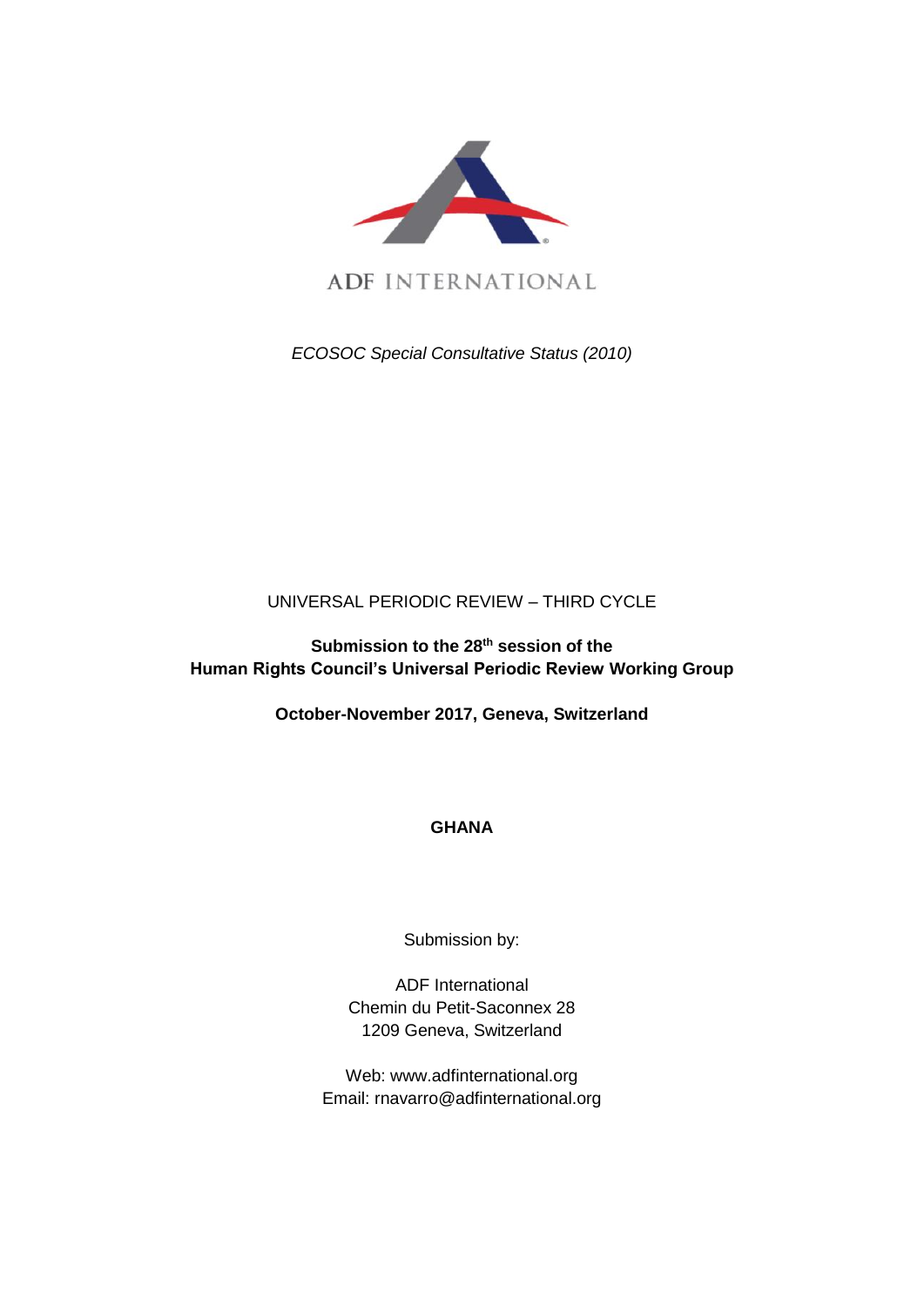ADF INTERNATIONAL

*ECOSOC Special Consultative Status (2010)*

UNIVERSAL PERIODIC REVIEW – THIRD CYCLE

**Submission to the 28th session of the Human Rights Council's Universal Periodic Review Working Group**

**October-November 2017, Geneva, Switzerland**

**GHANA**

Submission by:

ADF International
Chemin du Petit-Saconnex 28
1209 Geneva, Switzerland

Web: www.adfinternational.org
Email: rnavarro@adfinternational.org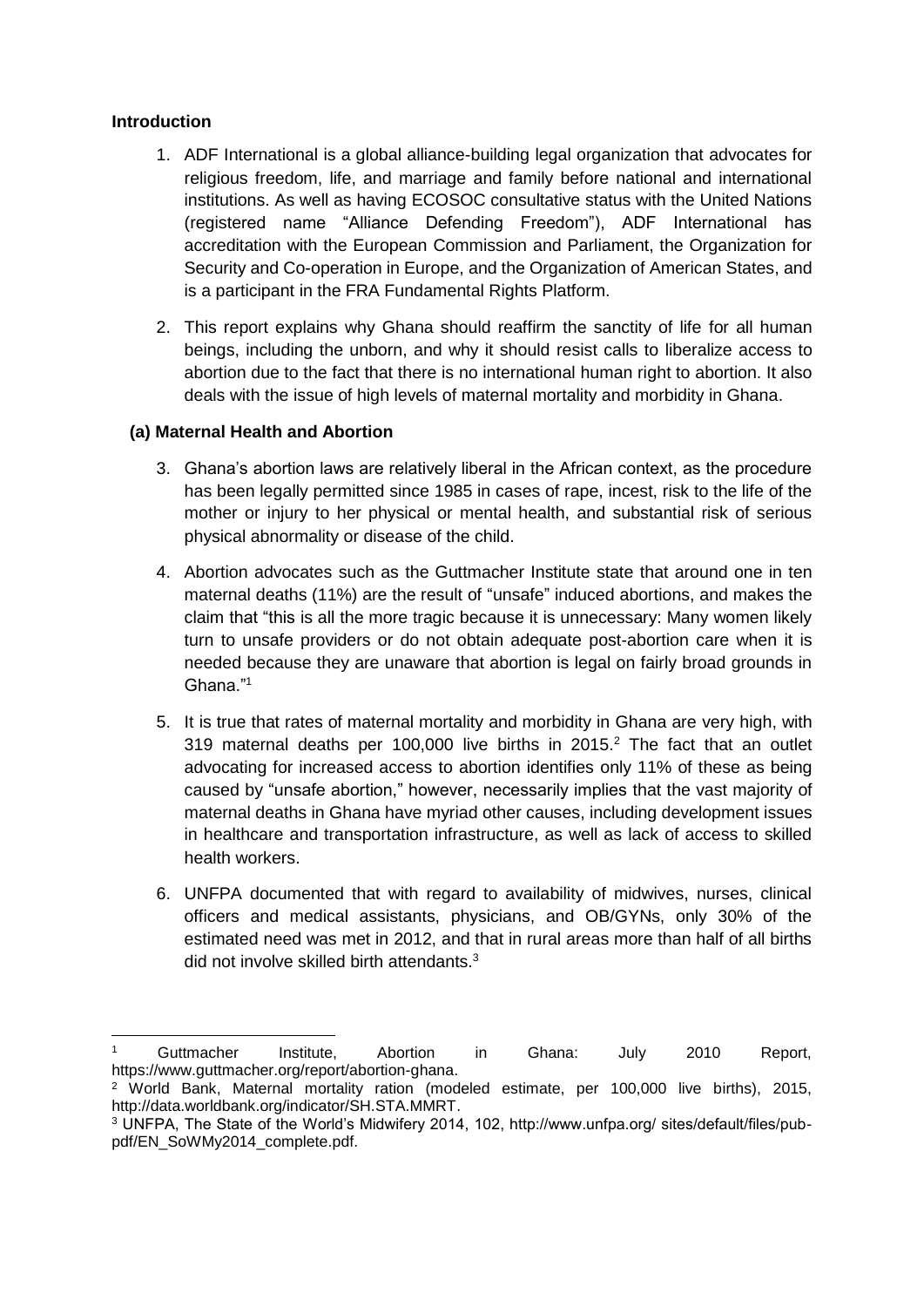**Introduction**

1. ADF International is a global alliance-building legal organization that advocates for religious freedom, life, and marriage and family before national and international institutions. As well as having ECOSOC consultative status with the United Nations (registered name "Alliance Defending Freedom"), ADF International has accreditation with the European Commission and Parliament, the Organization for Security and Co-operation in Europe, and the Organization of American States, and is a participant in the FRA Fundamental Rights Platform.

2. This report explains why Ghana should reaffirm the sanctity of life for all human beings, including the unborn, and why it should resist calls to liberalize access to abortion due to the fact that there is no international human right to abortion. It also deals with the issue of high levels of maternal mortality and morbidity in Ghana.

**(a) Maternal Health and Abortion**

3. Ghana's abortion laws are relatively liberal in the African context, as the procedure has been legally permitted since 1985 in cases of rape, incest, risk to the life of the mother or injury to her physical or mental health, and substantial risk of serious physical abnormality or disease of the child.

4. Abortion advocates such as the Guttmacher Institute state that around one in ten maternal deaths (11%) are the result of "unsafe" induced abortions, and makes the claim that "this is all the more tragic because it is unnecessary: Many women likely turn to unsafe providers or do not obtain adequate post-abortion care when it is needed because they are unaware that abortion is legal on fairly broad grounds in Ghana."[1]

5. It is true that rates of maternal mortality and morbidity in Ghana are very high, with 319 maternal deaths per 100,000 live births in 2015.[2] The fact that an outlet advocating for increased access to abortion identifies only 11% of these as being caused by "unsafe abortion," however, necessarily implies that the vast majority of maternal deaths in Ghana have myriad other causes, including development issues in healthcare and transportation infrastructure, as well as lack of access to skilled health workers.

6. UNFPA documented that with regard to availability of midwives, nurses, clinical officers and medical assistants, physicians, and OB/GYNs, only 30% of the estimated need was met in 2012, and that in rural areas more than half of all births did not involve skilled birth attendants.[3]

---

[1] Guttmacher Institute, Abortion in Ghana: July 2010 Report, https://www.guttmacher.org/report/abortion-ghana.

[2] World Bank, Maternal mortality ration (modeled estimate, per 100,000 live births), 2015, http://data.worldbank.org/indicator/SH.STA.MMRT.

[3] UNFPA, The State of the World's Midwifery 2014, 102, http://www.unfpa.org/ sites/default/files/pub-pdf/EN_SoWMy2014_complete.pdf.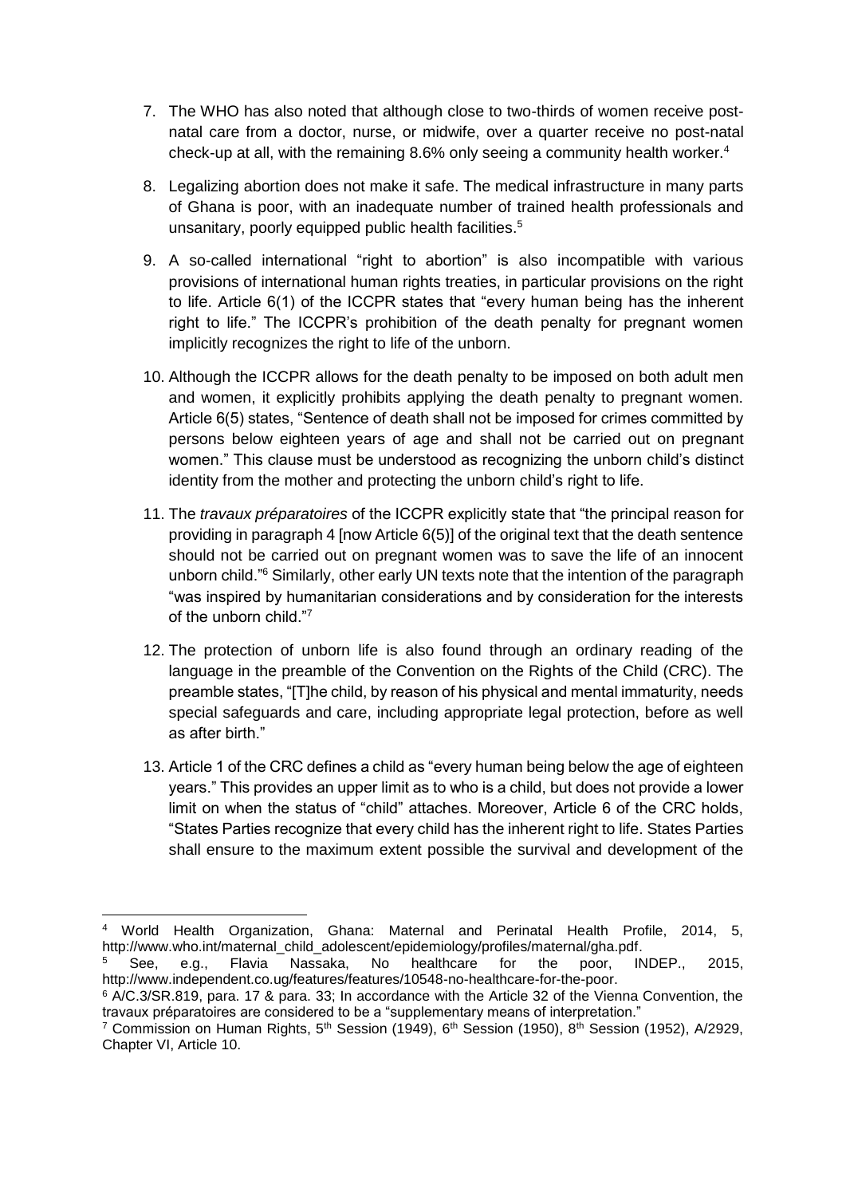7. The WHO has also noted that although close to two-thirds of women receive post-natal care from a doctor, nurse, or midwife, over a quarter receive no post-natal check-up at all, with the remaining 8.6% only seeing a community health worker.[4]

8. Legalizing abortion does not make it safe. The medical infrastructure in many parts of Ghana is poor, with an inadequate number of trained health professionals and unsanitary, poorly equipped public health facilities.[5]

9. A so-called international "right to abortion" is also incompatible with various provisions of international human rights treaties, in particular provisions on the right to life. Article 6(1) of the ICCPR states that "every human being has the inherent right to life." The ICCPR's prohibition of the death penalty for pregnant women implicitly recognizes the right to life of the unborn.

10. Although the ICCPR allows for the death penalty to be imposed on both adult men and women, it explicitly prohibits applying the death penalty to pregnant women. Article 6(5) states, "Sentence of death shall not be imposed for crimes committed by persons below eighteen years of age and shall not be carried out on pregnant women." This clause must be understood as recognizing the unborn child's distinct identity from the mother and protecting the unborn child's right to life.

11. The *travaux préparatoires* of the ICCPR explicitly state that "the principal reason for providing in paragraph 4 [now Article 6(5)] of the original text that the death sentence should not be carried out on pregnant women was to save the life of an innocent unborn child."[6] Similarly, other early UN texts note that the intention of the paragraph "was inspired by humanitarian considerations and by consideration for the interests of the unborn child."[7]

12. The protection of unborn life is also found through an ordinary reading of the language in the preamble of the Convention on the Rights of the Child (CRC). The preamble states, "[T]he child, by reason of his physical and mental immaturity, needs special safeguards and care, including appropriate legal protection, before as well as after birth."

13. Article 1 of the CRC defines a child as "every human being below the age of eighteen years." This provides an upper limit as to who is a child, but does not provide a lower limit on when the status of "child" attaches. Moreover, Article 6 of the CRC holds, "States Parties recognize that every child has the inherent right to life. States Parties shall ensure to the maximum extent possible the survival and development of the

---

[4] World Health Organization, Ghana: Maternal and Perinatal Health Profile, 2014, 5, http://www.who.int/maternal_child_adolescent/epidemiology/profiles/maternal/gha.pdf.

[5] See, e.g., Flavia Nassaka, No healthcare for the poor, INDEP., 2015, http://www.independent.co.ug/features/features/10548-no-healthcare-for-the-poor.

[6] A/C.3/SR.819, para. 17 & para. 33; In accordance with the Article 32 of the Vienna Convention, the travaux préparatoires are considered to be a "supplementary means of interpretation."

[7] Commission on Human Rights, 5th Session (1949), 6th Session (1950), 8th Session (1952), A/2929, Chapter VI, Article 10.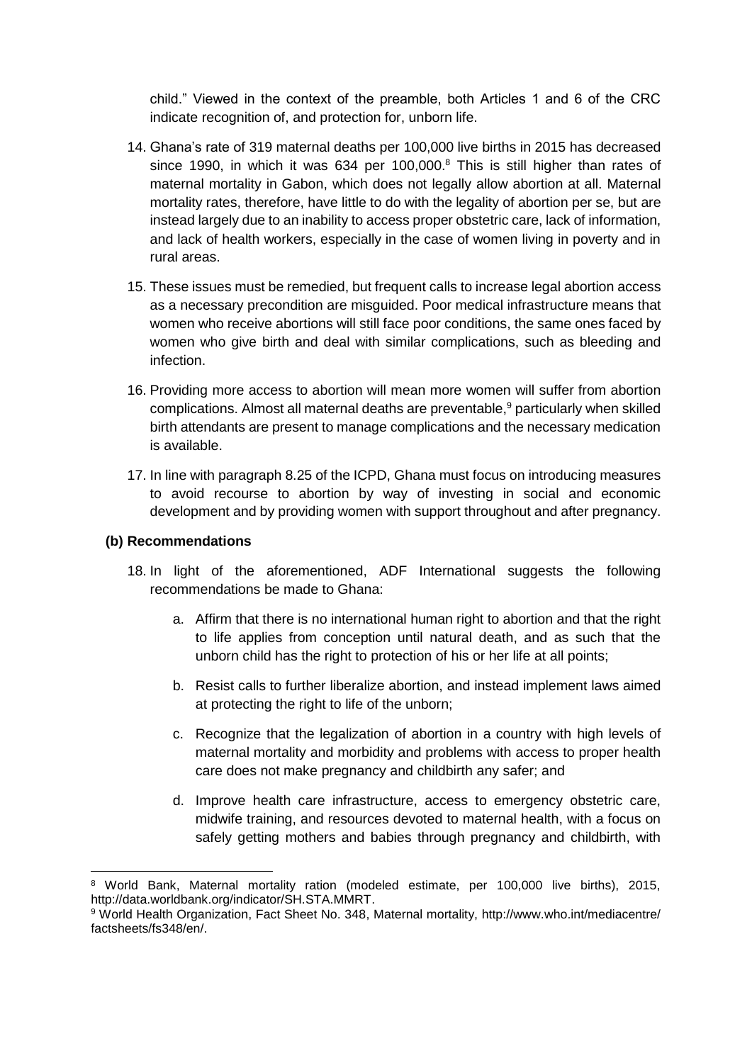child." Viewed in the context of the preamble, both Articles 1 and 6 of the CRC indicate recognition of, and protection for, unborn life.

14. Ghana's rate of 319 maternal deaths per 100,000 live births in 2015 has decreased since 1990, in which it was 634 per 100,000.[8] This is still higher than rates of maternal mortality in Gabon, which does not legally allow abortion at all. Maternal mortality rates, therefore, have little to do with the legality of abortion per se, but are instead largely due to an inability to access proper obstetric care, lack of information, and lack of health workers, especially in the case of women living in poverty and in rural areas.

15. These issues must be remedied, but frequent calls to increase legal abortion access as a necessary precondition are misguided. Poor medical infrastructure means that women who receive abortions will still face poor conditions, the same ones faced by women who give birth and deal with similar complications, such as bleeding and infection.

16. Providing more access to abortion will mean more women will suffer from abortion complications. Almost all maternal deaths are preventable,[9] particularly when skilled birth attendants are present to manage complications and the necessary medication is available.

17. In line with paragraph 8.25 of the ICPD, Ghana must focus on introducing measures to avoid recourse to abortion by way of investing in social and economic development and by providing women with support throughout and after pregnancy.

**(b) Recommendations**

18. In light of the aforementioned, ADF International suggests the following recommendations be made to Ghana:

    a. Affirm that there is no international human right to abortion and that the right to life applies from conception until natural death, and as such that the unborn child has the right to protection of his or her life at all points;

    b. Resist calls to further liberalize abortion, and instead implement laws aimed at protecting the right to life of the unborn;

    c. Recognize that the legalization of abortion in a country with high levels of maternal mortality and morbidity and problems with access to proper health care does not make pregnancy and childbirth any safer; and

    d. Improve health care infrastructure, access to emergency obstetric care, midwife training, and resources devoted to maternal health, with a focus on safely getting mothers and babies through pregnancy and childbirth, with

---

[8] World Bank, Maternal mortality ration (modeled estimate, per 100,000 live births), 2015, http://data.worldbank.org/indicator/SH.STA.MMRT.

[9] World Health Organization, Fact Sheet No. 348, Maternal mortality, http://www.who.int/mediacentre/factsheets/fs348/en/.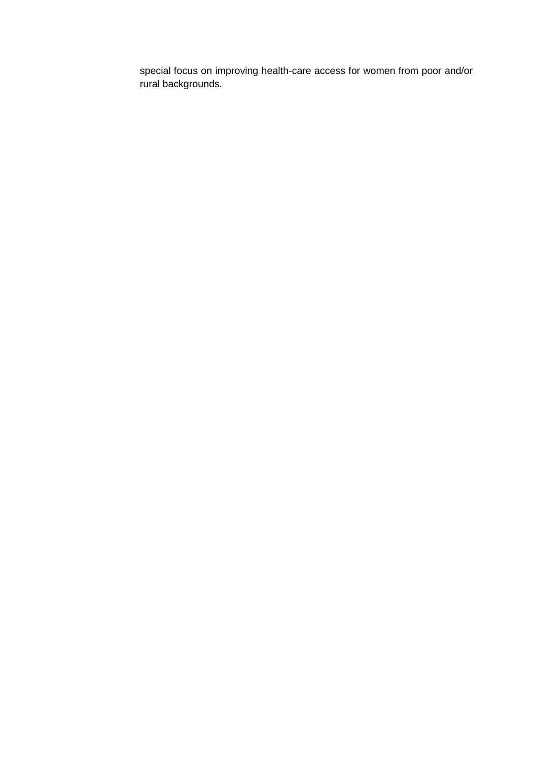special focus on improving health-care access for women from poor and/or rural backgrounds.